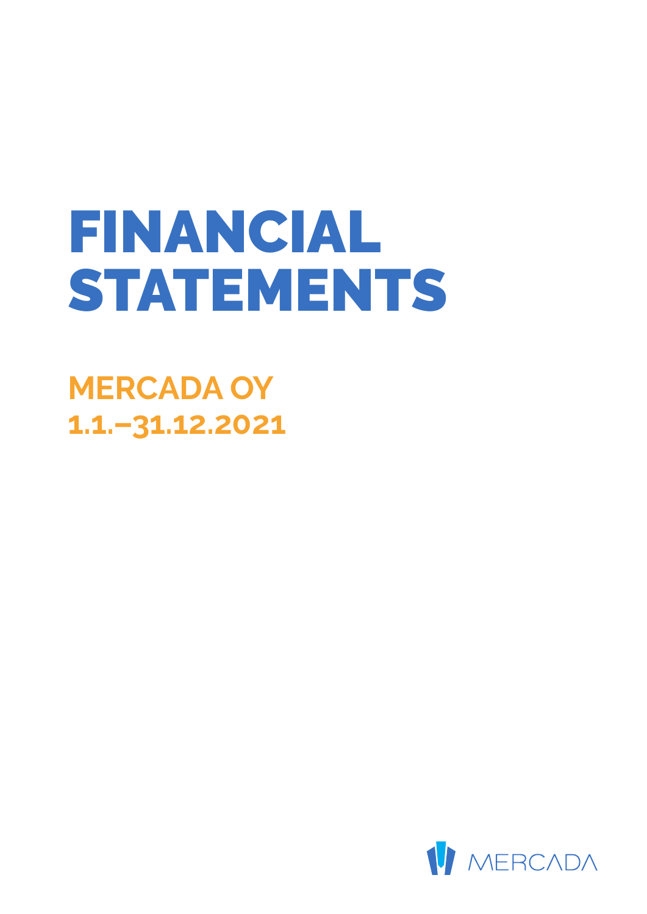# FINANCIAL STATEMENTS

## MERCADA OY
## 1.1.–31.12.2021

MERCADA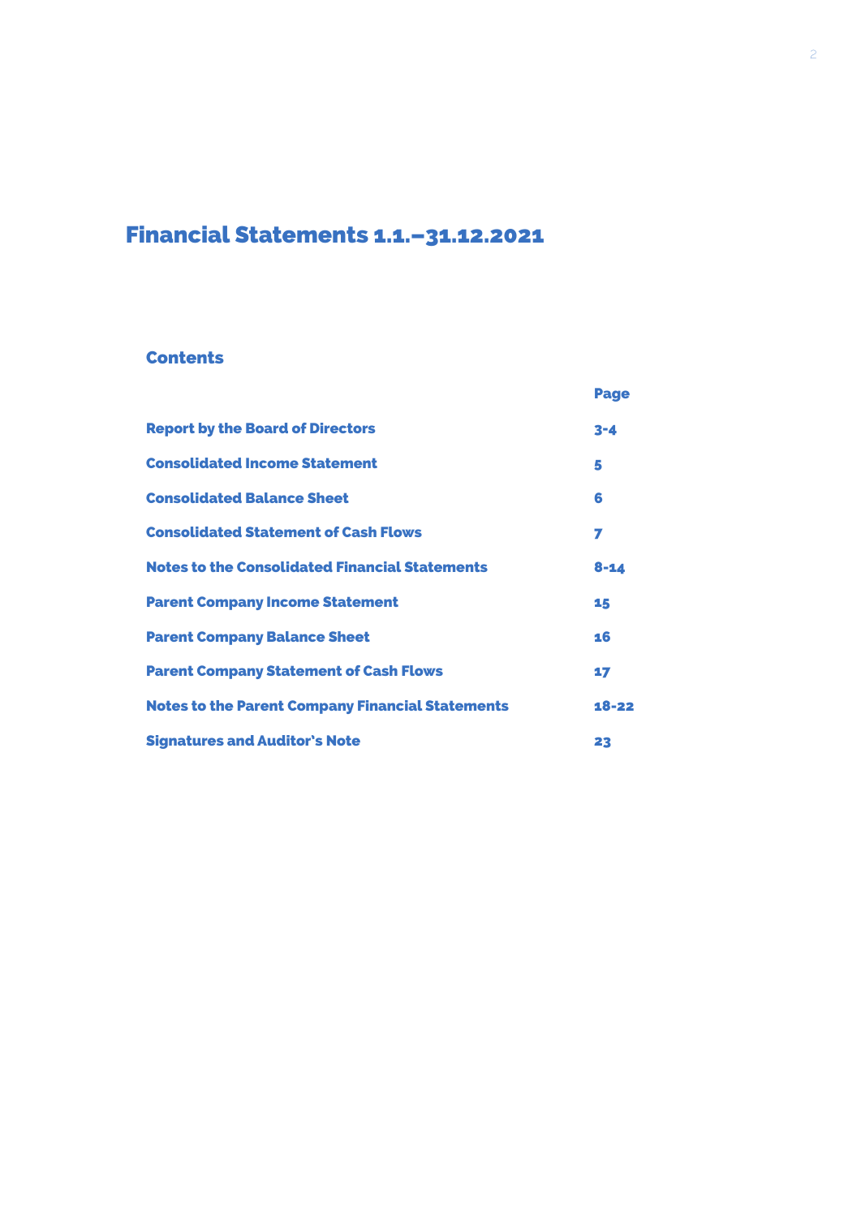# Financial Statements 1.1.–31.12.2021

## Contents

| | Page |
|---|---|
| **Report by the Board of Directors** | **3-4** |
| **Consolidated Income Statement** | **5** |
| **Consolidated Balance Sheet** | **6** |
| **Consolidated Statement of Cash Flows** | **7** |
| **Notes to the Consolidated Financial Statements** | **8-14** |
| **Parent Company Income Statement** | **15** |
| **Parent Company Balance Sheet** | **16** |
| **Parent Company Statement of Cash Flows** | **17** |
| **Notes to the Parent Company Financial Statements** | **18-22** |
| **Signatures and Auditor's Note** | **23** |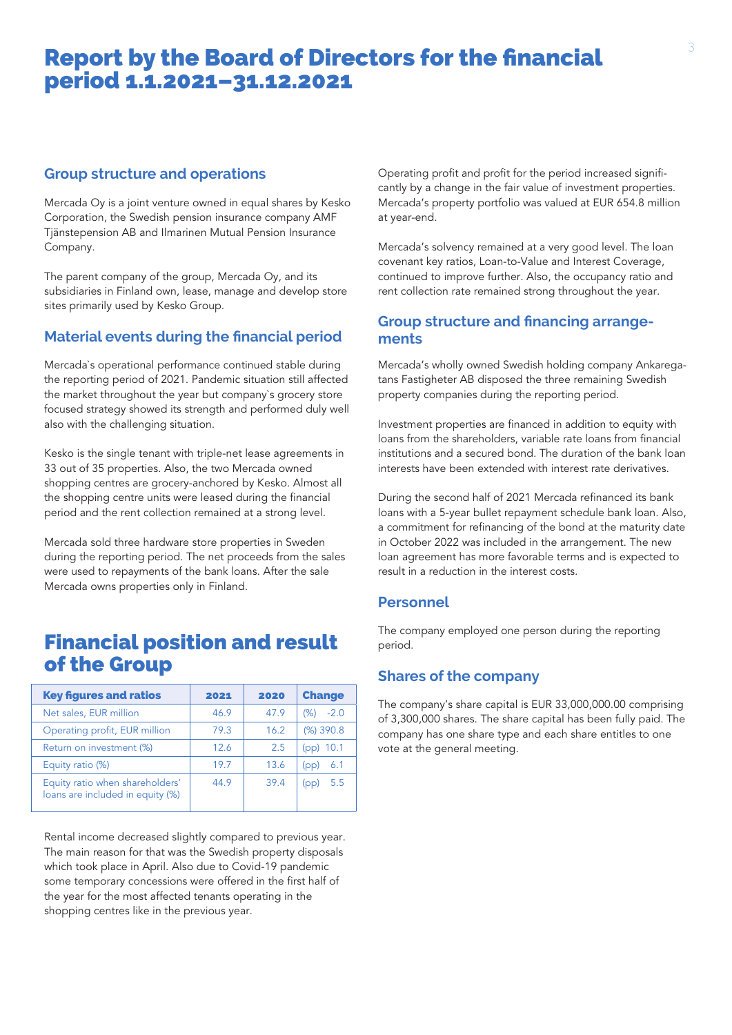# Report by the Board of Directors for the financial period 1.1.2021–31.12.2021

## Group structure and operations

Mercada Oy is a joint venture owned in equal shares by Kesko Corporation, the Swedish pension insurance company AMF Tjänstepension AB and Ilmarinen Mutual Pension Insurance Company.

The parent company of the group, Mercada Oy, and its subsidiaries in Finland own, lease, manage and develop store sites primarily used by Kesko Group.

## Material events during the financial period

Mercada`s operational performance continued stable during the reporting period of 2021. Pandemic situation still affected the market throughout the year but company`s grocery store focused strategy showed its strength and performed duly well also with the challenging situation.

Kesko is the single tenant with triple-net lease agreements in 33 out of 35 properties. Also, the two Mercada owned shopping centres are grocery-anchored by Kesko. Almost all the shopping centre units were leased during the financial period and the rent collection remained at a strong level.

Mercada sold three hardware store properties in Sweden during the reporting period. The net proceeds from the sales were used to repayments of the bank loans. After the sale Mercada owns properties only in Finland.

# Financial position and result of the Group

| Key figures and ratios | 2021 | 2020 | Change |
|---|---|---|---|
| Net sales, EUR million | 46.9 | 47.9 | (%) -2.0 |
| Operating profit, EUR million | 79.3 | 16.2 | (%) 390.8 |
| Return on investment (%) | 12.6 | 2.5 | (pp) 10.1 |
| Equity ratio (%) | 19.7 | 13.6 | (pp) 6.1 |
| Equity ratio when shareholders' loans are included in equity (%) | 44.9 | 39.4 | (pp) 5.5 |

Rental income decreased slightly compared to previous year. The main reason for that was the Swedish property disposals which took place in April. Also due to Covid-19 pandemic some temporary concessions were offered in the first half of the year for the most affected tenants operating in the shopping centres like in the previous year.

Operating profit and profit for the period increased significantly by a change in the fair value of investment properties. Mercada's property portfolio was valued at EUR 654.8 million at year-end.

Mercada's solvency remained at a very good level. The loan covenant key ratios, Loan-to-Value and Interest Coverage, continued to improve further. Also, the occupancy ratio and rent collection rate remained strong throughout the year.

## Group structure and financing arrangements

Mercada's wholly owned Swedish holding company Ankaregatans Fastigheter AB disposed the three remaining Swedish property companies during the reporting period.

Investment properties are financed in addition to equity with loans from the shareholders, variable rate loans from financial institutions and a secured bond. The duration of the bank loan interests have been extended with interest rate derivatives.

During the second half of 2021 Mercada refinanced its bank loans with a 5-year bullet repayment schedule bank loan. Also, a commitment for refinancing of the bond at the maturity date in October 2022 was included in the arrangement. The new loan agreement has more favorable terms and is expected to result in a reduction in the interest costs.

## Personnel

The company employed one person during the reporting period.

## Shares of the company

The company's share capital is EUR 33,000,000.00 comprising of 3,300,000 shares. The share capital has been fully paid. The company has one share type and each share entitles to one vote at the general meeting.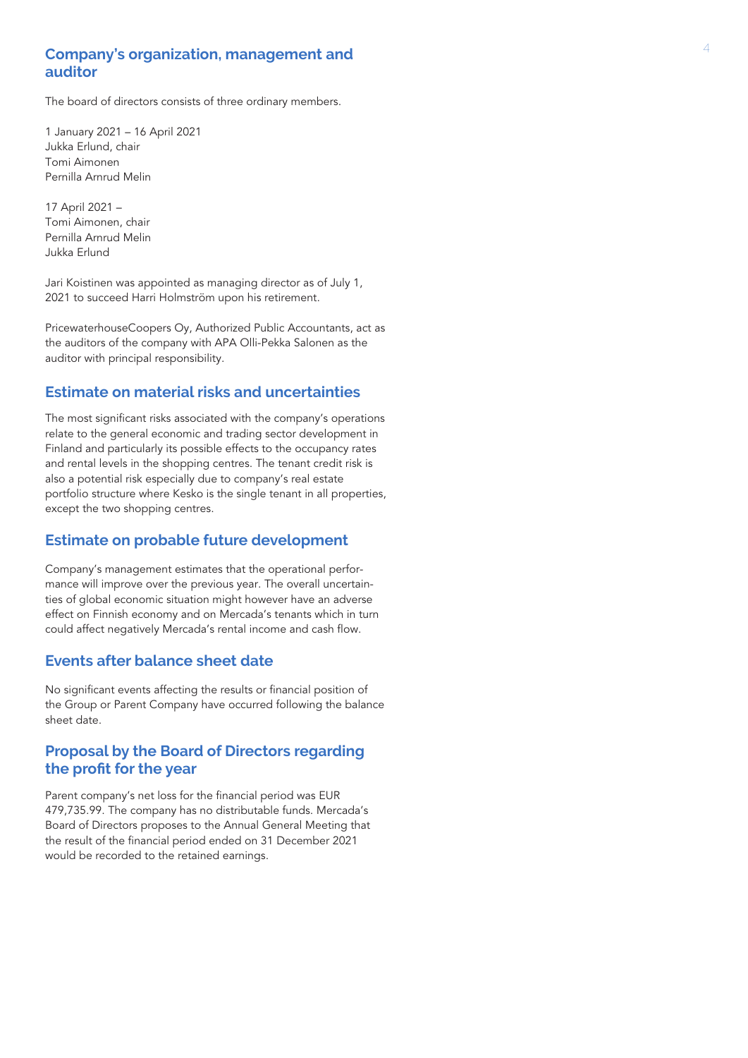## Company's organization, management and auditor

The board of directors consists of three ordinary members.

1 January 2021 – 16 April 2021
Jukka Erlund, chair
Tomi Aimonen
Pernilla Arnrud Melin

17 April 2021 –
Tomi Aimonen, chair
Pernilla Arnrud Melin
Jukka Erlund

Jari Koistinen was appointed as managing director as of July 1, 2021 to succeed Harri Holmström upon his retirement.

PricewaterhouseCoopers Oy, Authorized Public Accountants, act as the auditors of the company with APA Olli-Pekka Salonen as the auditor with principal responsibility.

## Estimate on material risks and uncertainties

The most significant risks associated with the company's operations relate to the general economic and trading sector development in Finland and particularly its possible effects to the occupancy rates and rental levels in the shopping centres. The tenant credit risk is also a potential risk especially due to company's real estate portfolio structure where Kesko is the single tenant in all properties, except the two shopping centres.

## Estimate on probable future development

Company's management estimates that the operational performance will improve over the previous year. The overall uncertainties of global economic situation might however have an adverse effect on Finnish economy and on Mercada's tenants which in turn could affect negatively Mercada's rental income and cash flow.

## Events after balance sheet date

No significant events affecting the results or financial position of the Group or Parent Company have occurred following the balance sheet date.

## Proposal by the Board of Directors regarding the profit for the year

Parent company's net loss for the financial period was EUR 479,735.99. The company has no distributable funds. Mercada's Board of Directors proposes to the Annual General Meeting that the result of the financial period ended on 31 December 2021 would be recorded to the retained earnings.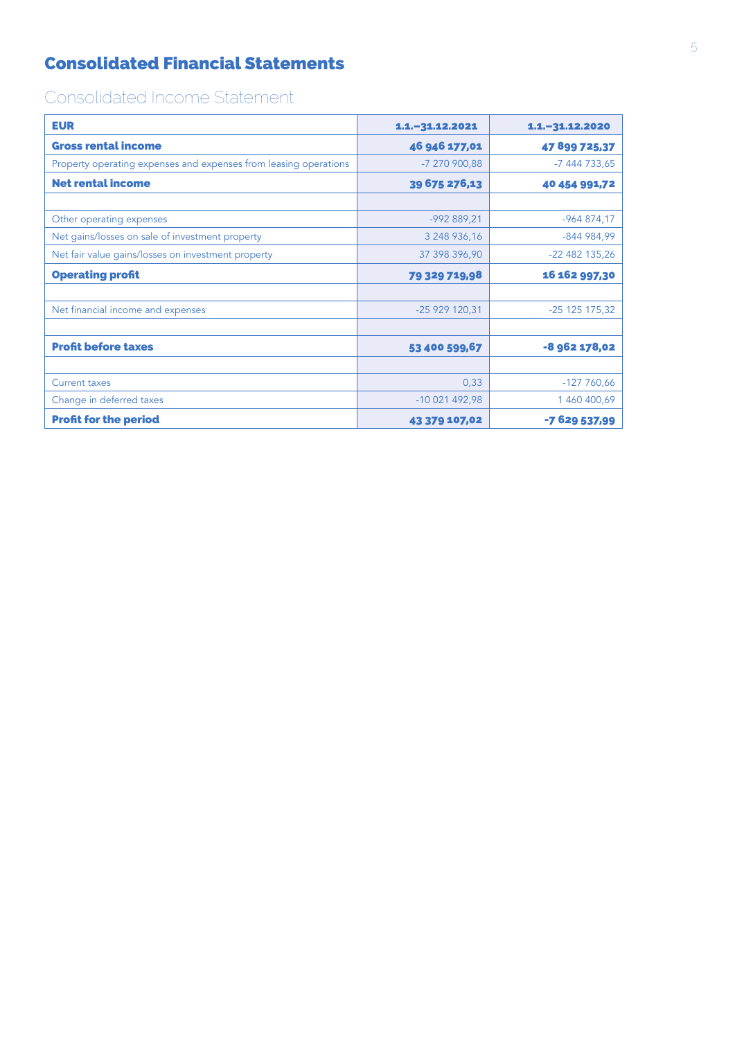# Consolidated Financial Statements

## Consolidated Income Statement

| EUR | 1.1.–31.12.2021 | 1.1.–31.12.2020 |
|---|---|---|
| **Gross rental income** | **46 946 177,01** | **47 899 725,37** |
| Property operating expenses and expenses from leasing operations | -7 270 900,88 | -7 444 733,65 |
| **Net rental income** | **39 675 276,13** | **40 454 991,72** |
| | | |
| Other operating expenses | -992 889,21 | -964 874,17 |
| Net gains/losses on sale of investment property | 3 248 936,16 | -844 984,99 |
| Net fair value gains/losses on investment property | 37 398 396,90 | -22 482 135,26 |
| **Operating profit** | **79 329 719,98** | **16 162 997,30** |
| | | |
| Net financial income and expenses | -25 929 120,31 | -25 125 175,32 |
| | | |
| **Profit before taxes** | **53 400 599,67** | **-8 962 178,02** |
| | | |
| Current taxes | 0,33 | -127 760,66 |
| Change in deferred taxes | -10 021 492,98 | 1 460 400,69 |
| **Profit for the period** | **43 379 107,02** | **-7 629 537,99** |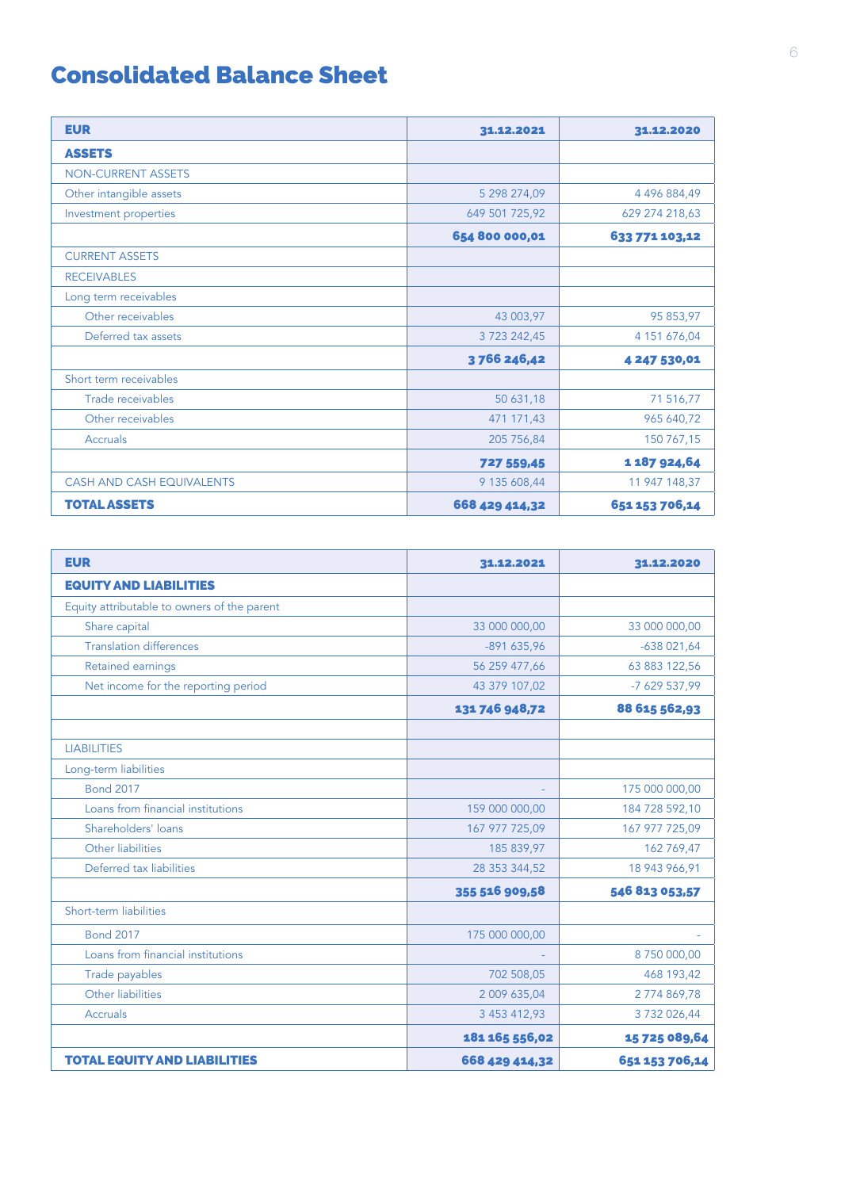# Consolidated Balance Sheet

| EUR | 31.12.2021 | 31.12.2020 |
|---|---|---|
| **ASSETS** | | |
| NON-CURRENT ASSETS | | |
| Other intangible assets | 5 298 274,09 | 4 496 884,49 |
| Investment properties | 649 501 725,92 | 629 274 218,63 |
| | **654 800 000,01** | **633 771 103,12** |
| CURRENT ASSETS | | |
| RECEIVABLES | | |
| Long term receivables | | |
| Other receivables | 43 003,97 | 95 853,97 |
| Deferred tax assets | 3 723 242,45 | 4 151 676,04 |
| | **3 766 246,42** | **4 247 530,01** |
| Short term receivables | | |
| Trade receivables | 50 631,18 | 71 516,77 |
| Other receivables | 471 171,43 | 965 640,72 |
| Accruals | 205 756,84 | 150 767,15 |
| | **727 559,45** | **1 187 924,64** |
| CASH AND CASH EQUIVALENTS | 9 135 608,44 | 11 947 148,37 |
| **TOTAL ASSETS** | **668 429 414,32** | **651 153 706,14** |

| EUR | 31.12.2021 | 31.12.2020 |
|---|---|---|
| **EQUITY AND LIABILITIES** | | |
| Equity attributable to owners of the parent | | |
| Share capital | 33 000 000,00 | 33 000 000,00 |
| Translation differences | -891 635,96 | -638 021,64 |
| Retained earnings | 56 259 477,66 | 63 883 122,56 |
| Net income for the reporting period | 43 379 107,02 | -7 629 537,99 |
| | **131 746 948,72** | **88 615 562,93** |
| | | |
| LIABILITIES | | |
| Long-term liabilities | | |
| Bond 2017 | - | 175 000 000,00 |
| Loans from financial institutions | 159 000 000,00 | 184 728 592,10 |
| Shareholders' loans | 167 977 725,09 | 167 977 725,09 |
| Other liabilities | 185 839,97 | 162 769,47 |
| Deferred tax liabilities | 28 353 344,52 | 18 943 966,91 |
| | **355 516 909,58** | **546 813 053,57** |
| Short-term liabilities | | |
| Bond 2017 | 175 000 000,00 | - |
| Loans from financial institutions | - | 8 750 000,00 |
| Trade payables | 702 508,05 | 468 193,42 |
| Other liabilities | 2 009 635,04 | 2 774 869,78 |
| Accruals | 3 453 412,93 | 3 732 026,44 |
| | **181 165 556,02** | **15 725 089,64** |
| **TOTAL EQUITY AND LIABILITIES** | **668 429 414,32** | **651 153 706,14** |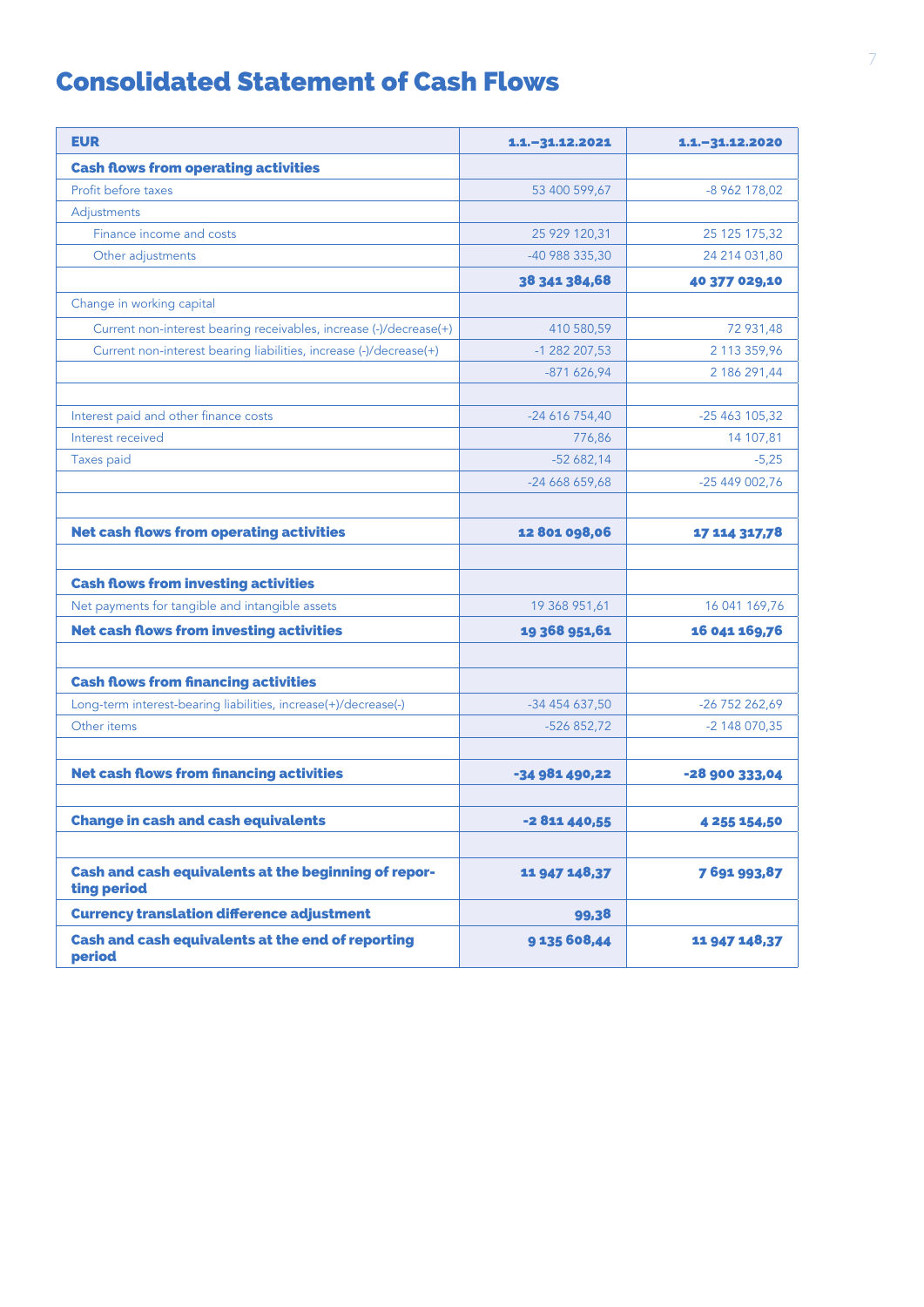# Consolidated Statement of Cash Flows

| EUR | 1.1.–31.12.2021 | 1.1.–31.12.2020 |
|---|---|---|
| **Cash flows from operating activities** | | |
| Profit before taxes | 53 400 599,67 | -8 962 178,02 |
| Adjustments | | |
| Finance income and costs | 25 929 120,31 | 25 125 175,32 |
| Other adjustments | -40 988 335,30 | 24 214 031,80 |
| | **38 341 384,68** | **40 377 029,10** |
| Change in working capital | | |
| Current non-interest bearing receivables, increase (-)/decrease(+) | 410 580,59 | 72 931,48 |
| Current non-interest bearing liabilities, increase (-)/decrease(+) | -1 282 207,53 | 2 113 359,96 |
| | -871 626,94 | 2 186 291,44 |
| | | |
| Interest paid and other finance costs | -24 616 754,40 | -25 463 105,32 |
| Interest received | 776,86 | 14 107,81 |
| Taxes paid | -52 682,14 | -5,25 |
| | -24 668 659,68 | -25 449 002,76 |
| | | |
| **Net cash flows from operating activities** | **12 801 098,06** | **17 114 317,78** |
| | | |
| **Cash flows from investing activities** | | |
| Net payments for tangible and intangible assets | 19 368 951,61 | 16 041 169,76 |
| **Net cash flows from investing activities** | **19 368 951,61** | **16 041 169,76** |
| | | |
| **Cash flows from financing activities** | | |
| Long-term interest-bearing liabilities, increase(+)/decrease(-) | -34 454 637,50 | -26 752 262,69 |
| Other items | -526 852,72 | -2 148 070,35 |
| | | |
| **Net cash flows from financing activities** | **-34 981 490,22** | **-28 900 333,04** |
| | | |
| **Change in cash and cash equivalents** | **-2 811 440,55** | **4 255 154,50** |
| | | |
| **Cash and cash equivalents at the beginning of reporting period** | **11 947 148,37** | **7 691 993,87** |
| **Currency translation difference adjustment** | **99,38** | |
| **Cash and cash equivalents at the end of reporting period** | **9 135 608,44** | **11 947 148,37** |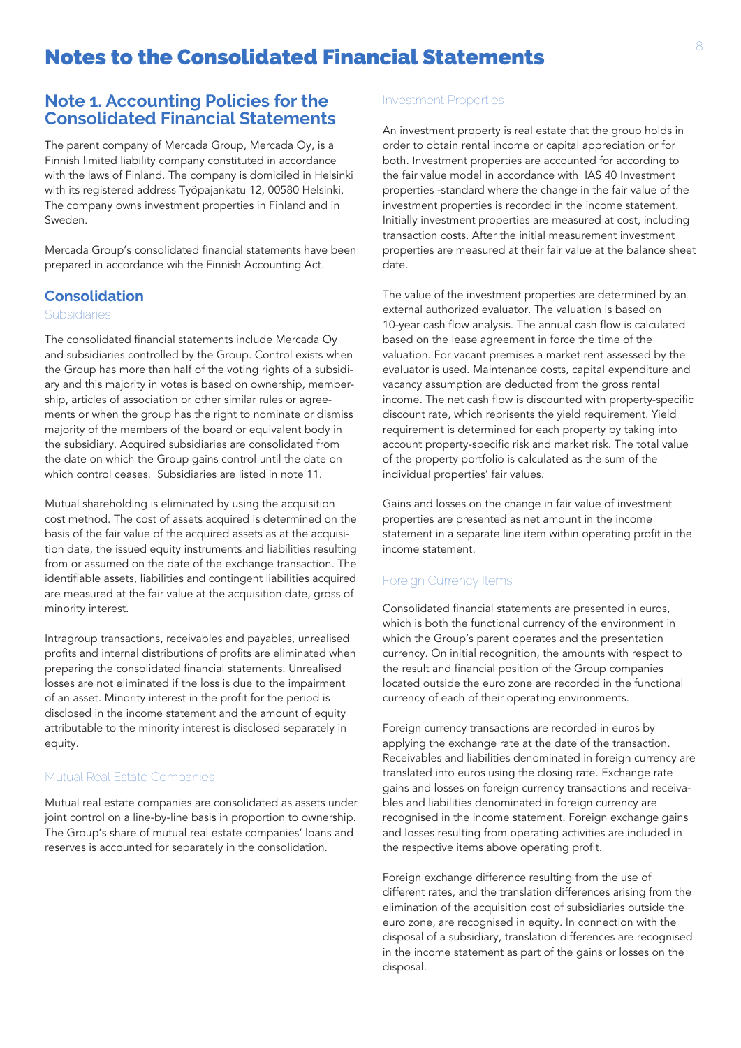# Notes to the Consolidated Financial Statements

## Note 1. Accounting Policies for the Consolidated Financial Statements

The parent company of Mercada Group, Mercada Oy, is a Finnish limited liability company constituted in accordance with the laws of Finland. The company is domiciled in Helsinki with its registered address Työpajankatu 12, 00580 Helsinki. The company owns investment properties in Finland and in Sweden.

Mercada Group's consolidated financial statements have been prepared in accordance wih the Finnish Accounting Act.

### Consolidation

#### Subsidiaries

The consolidated financial statements include Mercada Oy and subsidiaries controlled by the Group. Control exists when the Group has more than half of the voting rights of a subsidiary and this majority in votes is based on ownership, membership, articles of association or other similar rules or agreements or when the group has the right to nominate or dismiss majority of the members of the board or equivalent body in the subsidiary. Acquired subsidiaries are consolidated from the date on which the Group gains control until the date on which control ceases. Subsidiaries are listed in note 11.

Mutual shareholding is eliminated by using the acquisition cost method. The cost of assets acquired is determined on the basis of the fair value of the acquired assets as at the acquisition date, the issued equity instruments and liabilities resulting from or assumed on the date of the exchange transaction. The identifiable assets, liabilities and contingent liabilities acquired are measured at the fair value at the acquisition date, gross of minority interest.

Intragroup transactions, receivables and payables, unrealised profits and internal distributions of profits are eliminated when preparing the consolidated financial statements. Unrealised losses are not eliminated if the loss is due to the impairment of an asset. Minority interest in the profit for the period is disclosed in the income statement and the amount of equity attributable to the minority interest is disclosed separately in equity.

#### Mutual Real Estate Companies

Mutual real estate companies are consolidated as assets under joint control on a line-by-line basis in proportion to ownership. The Group's share of mutual real estate companies' loans and reserves is accounted for separately in the consolidation.

#### Investment Properties

An investment property is real estate that the group holds in order to obtain rental income or capital appreciation or for both. Investment properties are accounted for according to the fair value model in accordance with IAS 40 Investment properties -standard where the change in the fair value of the investment properties is recorded in the income statement. Initially investment properties are measured at cost, including transaction costs. After the initial measurement investment properties are measured at their fair value at the balance sheet date.

The value of the investment properties are determined by an external authorized evaluator. The valuation is based on 10-year cash flow analysis. The annual cash flow is calculated based on the lease agreement in force the time of the valuation. For vacant premises a market rent assessed by the evaluator is used. Maintenance costs, capital expenditure and vacancy assumption are deducted from the gross rental income. The net cash flow is discounted with property-specific discount rate, which reprisents the yield requirement. Yield requirement is determined for each property by taking into account property-specific risk and market risk. The total value of the property portfolio is calculated as the sum of the individual properties' fair values.

Gains and losses on the change in fair value of investment properties are presented as net amount in the income statement in a separate line item within operating profit in the income statement.

#### Foreign Currency Items

Consolidated financial statements are presented in euros, which is both the functional currency of the environment in which the Group's parent operates and the presentation currency. On initial recognition, the amounts with respect to the result and financial position of the Group companies located outside the euro zone are recorded in the functional currency of each of their operating environments.

Foreign currency transactions are recorded in euros by applying the exchange rate at the date of the transaction. Receivables and liabilities denominated in foreign currency are translated into euros using the closing rate. Exchange rate gains and losses on foreign currency transactions and receivables and liabilities denominated in foreign currency are recognised in the income statement. Foreign exchange gains and losses resulting from operating activities are included in the respective items above operating profit.

Foreign exchange difference resulting from the use of different rates, and the translation differences arising from the elimination of the acquisition cost of subsidiaries outside the euro zone, are recognised in equity. In connection with the disposal of a subsidiary, translation differences are recognised in the income statement as part of the gains or losses on the disposal.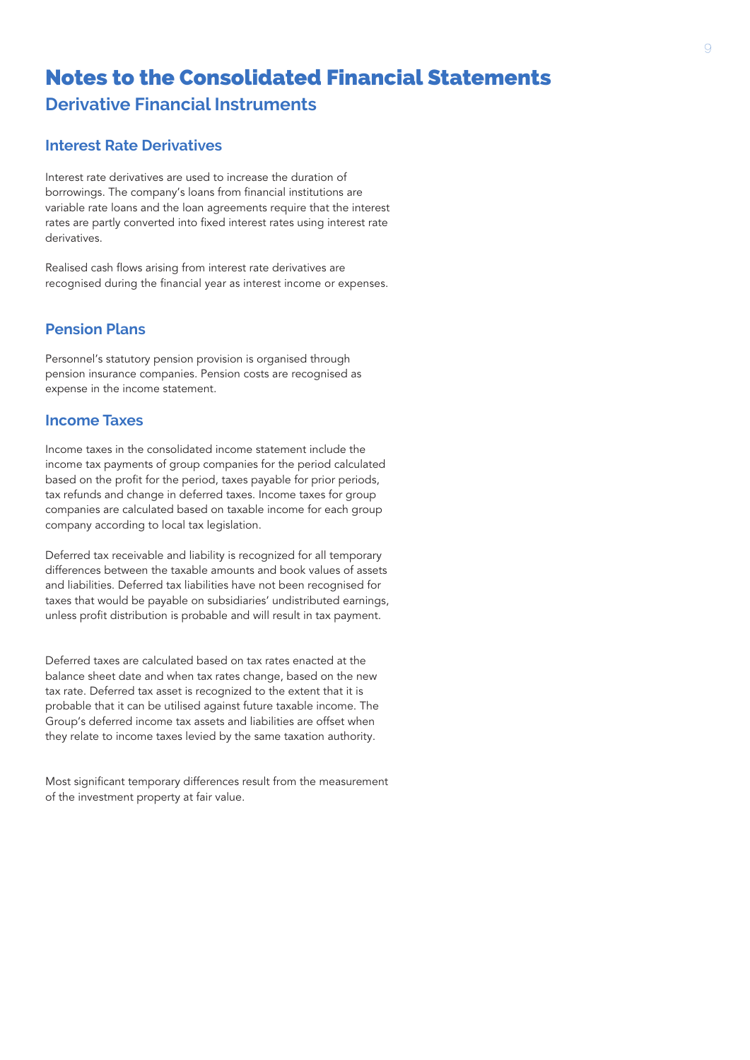# Notes to the Consolidated Financial Statements

## Derivative Financial Instruments

### Interest Rate Derivatives

Interest rate derivatives are used to increase the duration of borrowings. The company's loans from financial institutions are variable rate loans and the loan agreements require that the interest rates are partly converted into fixed interest rates using interest rate derivatives.

Realised cash flows arising from interest rate derivatives are recognised during the financial year as interest income or expenses.

### Pension Plans

Personnel's statutory pension provision is organised through pension insurance companies. Pension costs are recognised as expense in the income statement.

### Income Taxes

Income taxes in the consolidated income statement include the income tax payments of group companies for the period calculated based on the profit for the period, taxes payable for prior periods, tax refunds and change in deferred taxes. Income taxes for group companies are calculated based on taxable income for each group company according to local tax legislation.

Deferred tax receivable and liability is recognized for all temporary differences between the taxable amounts and book values of assets and liabilities. Deferred tax liabilities have not been recognised for taxes that would be payable on subsidiaries' undistributed earnings, unless profit distribution is probable and will result in tax payment.

Deferred taxes are calculated based on tax rates enacted at the balance sheet date and when tax rates change, based on the new tax rate. Deferred tax asset is recognized to the extent that it is probable that it can be utilised against future taxable income. The Group's deferred income tax assets and liabilities are offset when they relate to income taxes levied by the same taxation authority.

Most significant temporary differences result from the measurement of the investment property at fair value.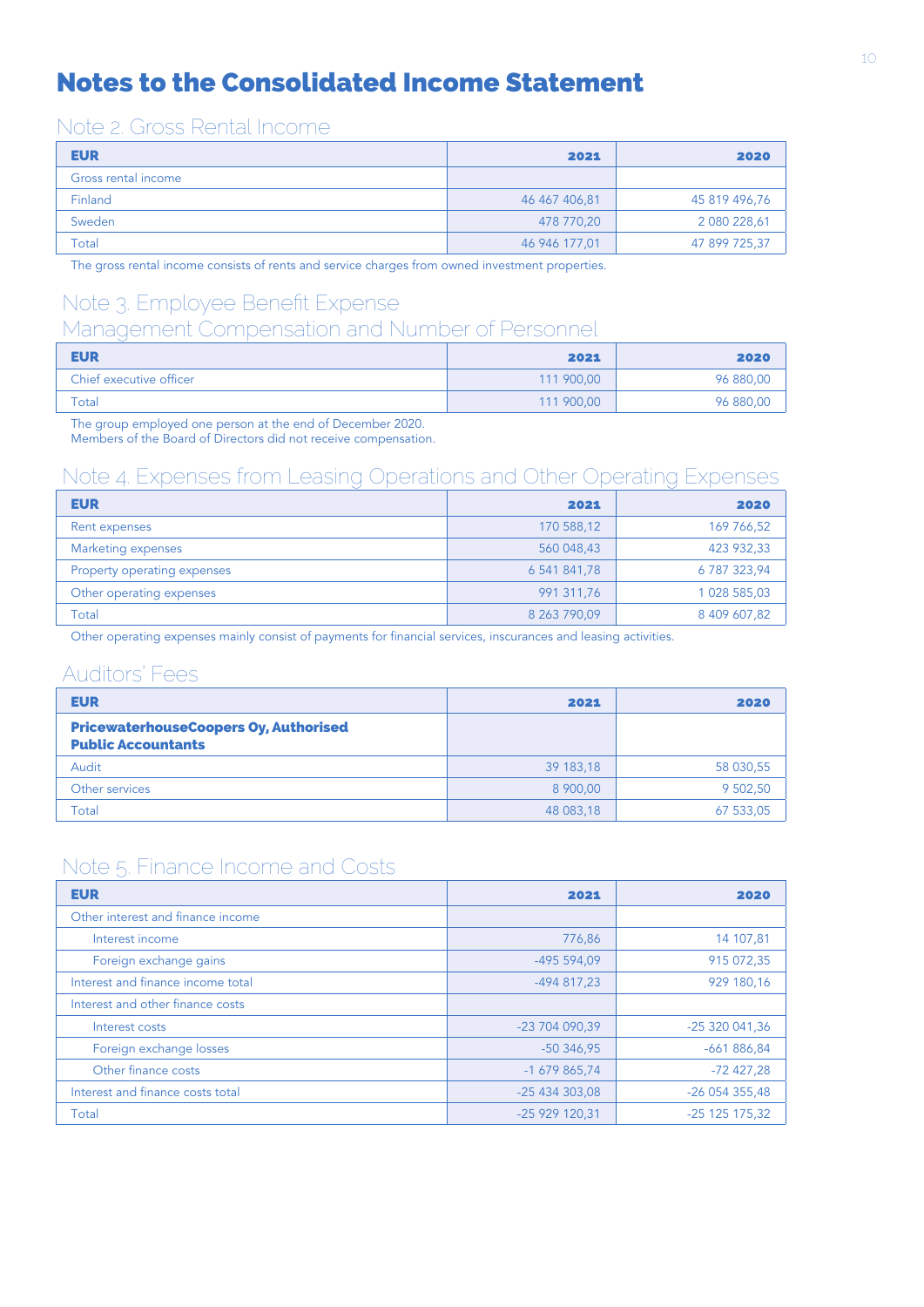# Notes to the Consolidated Income Statement

## Note 2. Gross Rental Income

| EUR | 2021 | 2020 |
|---|---|---|
| Gross rental income | | |
| Finland | 46 467 406,81 | 45 819 496,76 |
| Sweden | 478 770,20 | 2 080 228,61 |
| Total | 46 946 177,01 | 47 899 725,37 |

The gross rental income consists of rents and service charges from owned investment properties.

## Note 3. Employee Benefit Expense

### Management Compensation and Number of Personnel

| EUR | 2021 | 2020 |
|---|---|---|
| Chief executive officer | 111 900,00 | 96 880,00 |
| Total | 111 900,00 | 96 880,00 |

The group employed one person at the end of December 2020.
Members of the Board of Directors did not receive compensation.

## Note 4. Expenses from Leasing Operations and Other Operating Expenses

| EUR | 2021 | 2020 |
|---|---|---|
| Rent expenses | 170 588,12 | 169 766,52 |
| Marketing expenses | 560 048,43 | 423 932,33 |
| Property operating expenses | 6 541 841,78 | 6 787 323,94 |
| Other operating expenses | 991 311,76 | 1 028 585,03 |
| Total | 8 263 790,09 | 8 409 607,82 |

Other operating expenses mainly consist of payments for financial services, inscurances and leasing activities.

### Auditors' Fees

| EUR | 2021 | 2020 |
|---|---|---|
| **PricewaterhouseCoopers Oy, Authorised Public Accountants** | | |
| Audit | 39 183,18 | 58 030,55 |
| Other services | 8 900,00 | 9 502,50 |
| Total | 48 083,18 | 67 533,05 |

## Note 5. Finance Income and Costs

| EUR | 2021 | 2020 |
|---|---|---|
| Other interest and finance income | | |
| Interest income | 776,86 | 14 107,81 |
| Foreign exchange gains | -495 594,09 | 915 072,35 |
| Interest and finance income total | -494 817,23 | 929 180,16 |
| Interest and other finance costs | | |
| Interest costs | -23 704 090,39 | -25 320 041,36 |
| Foreign exchange losses | -50 346,95 | -661 886,84 |
| Other finance costs | -1 679 865,74 | -72 427,28 |
| Interest and finance costs total | -25 434 303,08 | -26 054 355,48 |
| Total | -25 929 120,31 | -25 125 175,32 |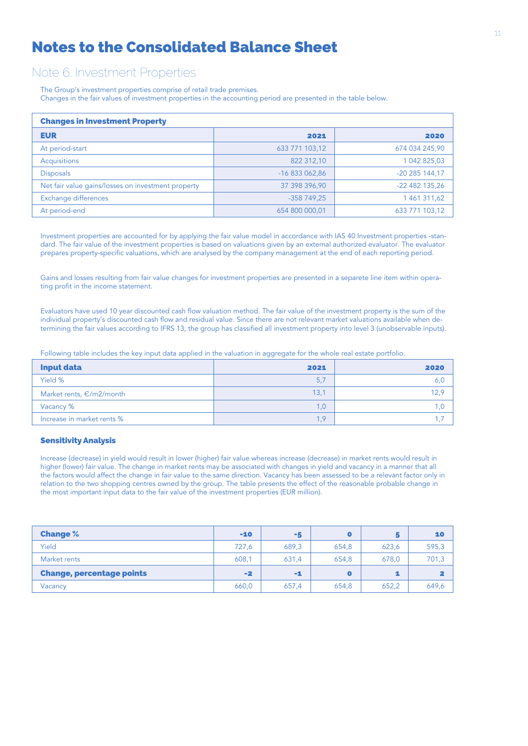# Notes to the Consolidated Balance Sheet

## Note 6. Investment Properties

The Group's investment properties comprise of retail trade premises.
Changes in the fair values of investment properties in the accounting period are presented in the table below.

| **Changes in Investment Property** | | |
|---|---|---|
| **EUR** | **2021** | **2020** |
| At period-start | 633 771 103,12 | 674 034 245,90 |
| Acquisitions | 822 312,10 | 1 042 825,03 |
| Disposals | -16 833 062,86 | -20 285 144,17 |
| Net fair value gains/losses on investment property | 37 398 396,90 | -22 482 135,26 |
| Exchange differences | -358 749,25 | 1 461 311,62 |
| At period-end | 654 800 000,01 | 633 771 103,12 |

Investment properties are accounted for by applying the fair value model in accordance with IAS 40 Investment properties -standard. The fair value of the investment properties is based on valuations given by an external authorized evaluator. The evaluator prepares property-specific valuations, which are analysed by the company management at the end of each reporting period.

Gains and losses resulting from fair value changes for investment properties are presented in a separete line item within operating profit in the income statement.

Evaluators have used 10 year discounted cash flow valuation method. The fair value of the investment property is the sum of the individual property's discounted cash flow and residual value. Since there are not relevant market valuations available when determining the fair values according to IFRS 13, the group has classified all investment property into level 3 (unobservable inputs).

Following table includes the key input data applied in the valuation in aggregate for the whole real estate portfolio.

| **Input data** | **2021** | **2020** |
|---|---|---|
| Yield % | 5,7 | 6,0 |
| Market rents, €/m2/month | 13,1 | 12,9 |
| Vacancy % | 1,0 | 1,0 |
| Increase in market rents % | 1,9 | 1,7 |

### Sensitivity Analysis

Increase (decrease) in yield would result in lower (higher) fair value whereas increase (decrease) in market rents would result in higher (lower) fair value. The change in market rents may be associated with changes in yield and vacancy in a manner that all the factors would affect the change in fair value to the same direction. Vacancy has been assessed to be a relevant factor only in relation to the two shopping centres owned by the group. The table presents the effect of the reasonable probable change in the most important input data to the fair value of the investment properties (EUR million).

| **Change %** | **-10** | **-5** | **0** | **5** | **10** |
|---|---|---|---|---|---|
| Yield | 727,6 | 689,3 | 654,8 | 623,6 | 595,3 |
| Market rents | 608,1 | 631,4 | 654,8 | 678,0 | 701,3 |
| **Change, percentage points** | **-2** | **-1** | **0** | **1** | **2** |
| Vacancy | 660,0 | 657,4 | 654,8 | 652,2 | 649,6 |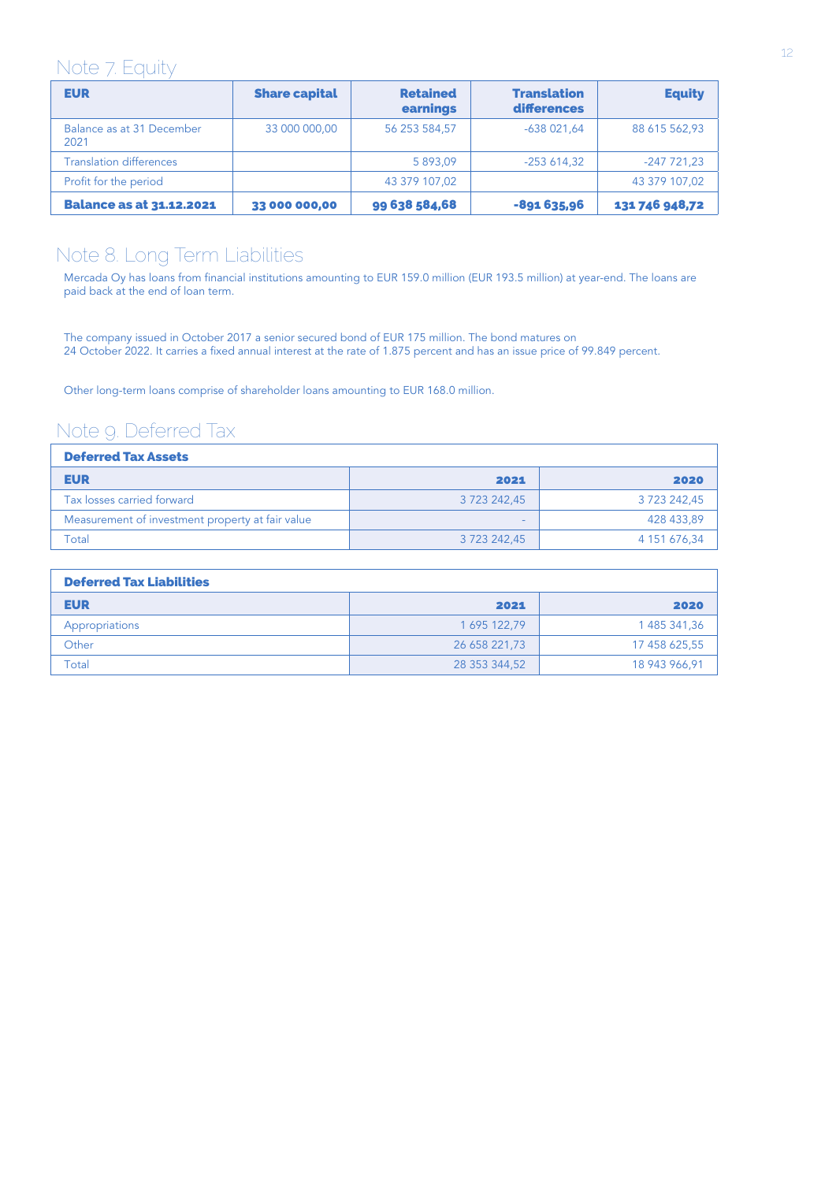## Note 7. Equity

| EUR | Share capital | Retained earnings | Translation differences | Equity |
|---|---|---|---|---|
| Balance as at 31 December 2021 | 33 000 000,00 | 56 253 584,57 | -638 021,64 | 88 615 562,93 |
| Translation differences | | 5 893,09 | -253 614,32 | -247 721,23 |
| Profit for the period | | 43 379 107,02 | | 43 379 107,02 |
| **Balance as at 31.12.2021** | **33 000 000,00** | **99 638 584,68** | **-891 635,96** | **131 746 948,72** |

## Note 8. Long Term Liabilities

Mercada Oy has loans from financial institutions amounting to EUR 159.0 million (EUR 193.5 million) at year-end. The loans are paid back at the end of loan term.

The company issued in October 2017 a senior secured bond of EUR 175 million. The bond matures on 24 October 2022. It carries a fixed annual interest at the rate of 1.875 percent and has an issue price of 99.849 percent.

Other long-term loans comprise of shareholder loans amounting to EUR 168.0 million.

## Note 9. Deferred Tax

| **Deferred Tax Assets** | | |
|---|---|---|
| **EUR** | **2021** | **2020** |
| Tax losses carried forward | 3 723 242,45 | 3 723 242,45 |
| Measurement of investment property at fair value | - | 428 433,89 |
| Total | 3 723 242,45 | 4 151 676,34 |

| **Deferred Tax Liabilities** | | |
|---|---|---|
| **EUR** | **2021** | **2020** |
| Appropriations | 1 695 122,79 | 1 485 341,36 |
| Other | 26 658 221,73 | 17 458 625,55 |
| Total | 28 353 344,52 | 18 943 966,91 |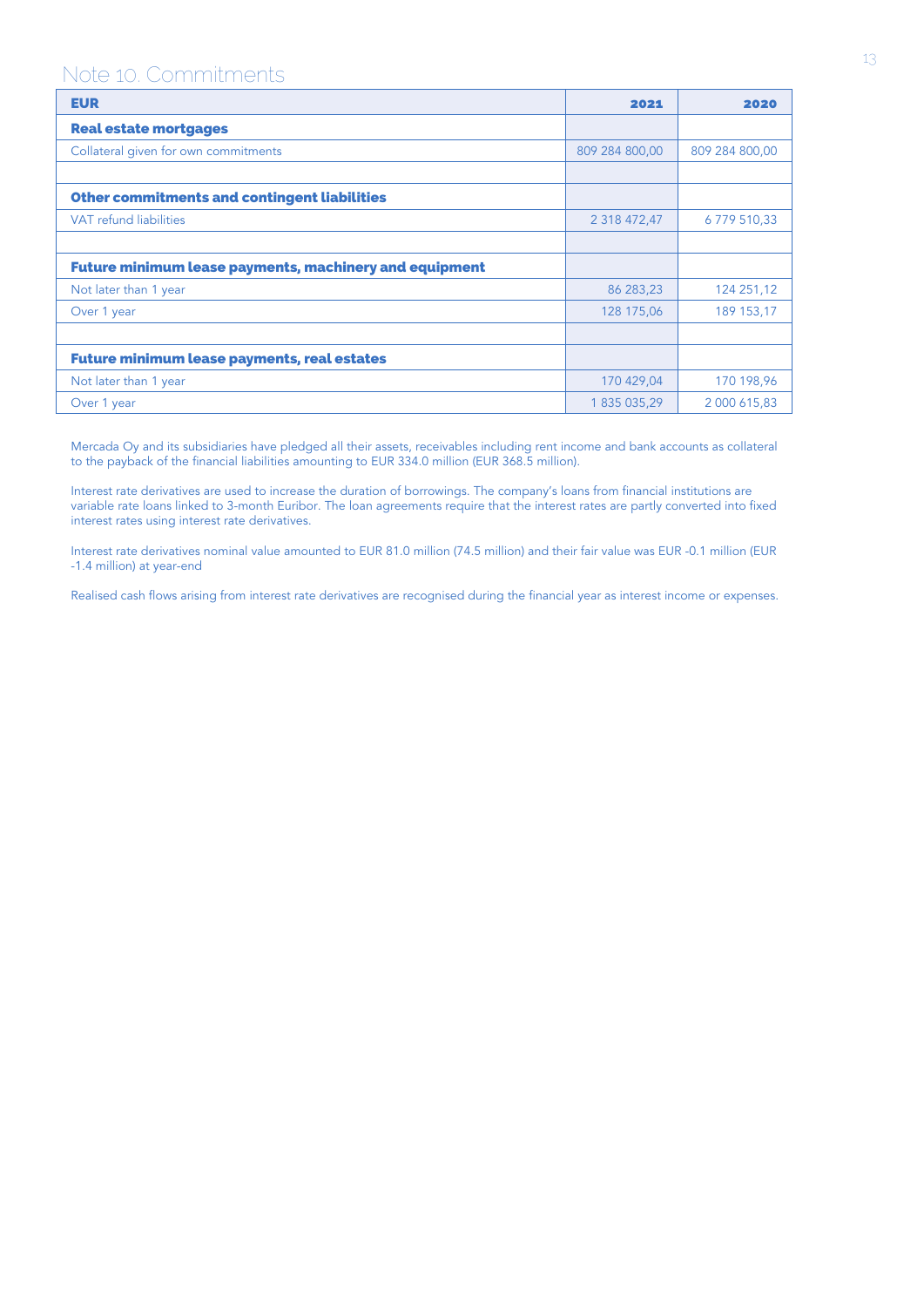## Note 10. Commitments

| EUR | 2021 | 2020 |
|---|---|---|
| **Real estate mortgages** | | |
| Collateral given for own commitments | 809 284 800,00 | 809 284 800,00 |
| | | |
| **Other commitments and contingent liabilities** | | |
| VAT refund liabilities | 2 318 472,47 | 6 779 510,33 |
| | | |
| **Future minimum lease payments, machinery and equipment** | | |
| Not later than 1 year | 86 283,23 | 124 251,12 |
| Over 1 year | 128 175,06 | 189 153,17 |
| | | |
| **Future minimum lease payments, real estates** | | |
| Not later than 1 year | 170 429,04 | 170 198,96 |
| Over 1 year | 1 835 035,29 | 2 000 615,83 |

Mercada Oy and its subsidiaries have pledged all their assets, receivables including rent income and bank accounts as collateral to the payback of the financial liabilities amounting to EUR 334.0 million (EUR 368.5 million).

Interest rate derivatives are used to increase the duration of borrowings. The company's loans from financial institutions are variable rate loans linked to 3-month Euribor. The loan agreements require that the interest rates are partly converted into fixed interest rates using interest rate derivatives.

Interest rate derivatives nominal value amounted to EUR 81.0 million (74.5 million) and their fair value was EUR -0.1 million (EUR -1.4 million) at year-end

Realised cash flows arising from interest rate derivatives are recognised during the financial year as interest income or expenses.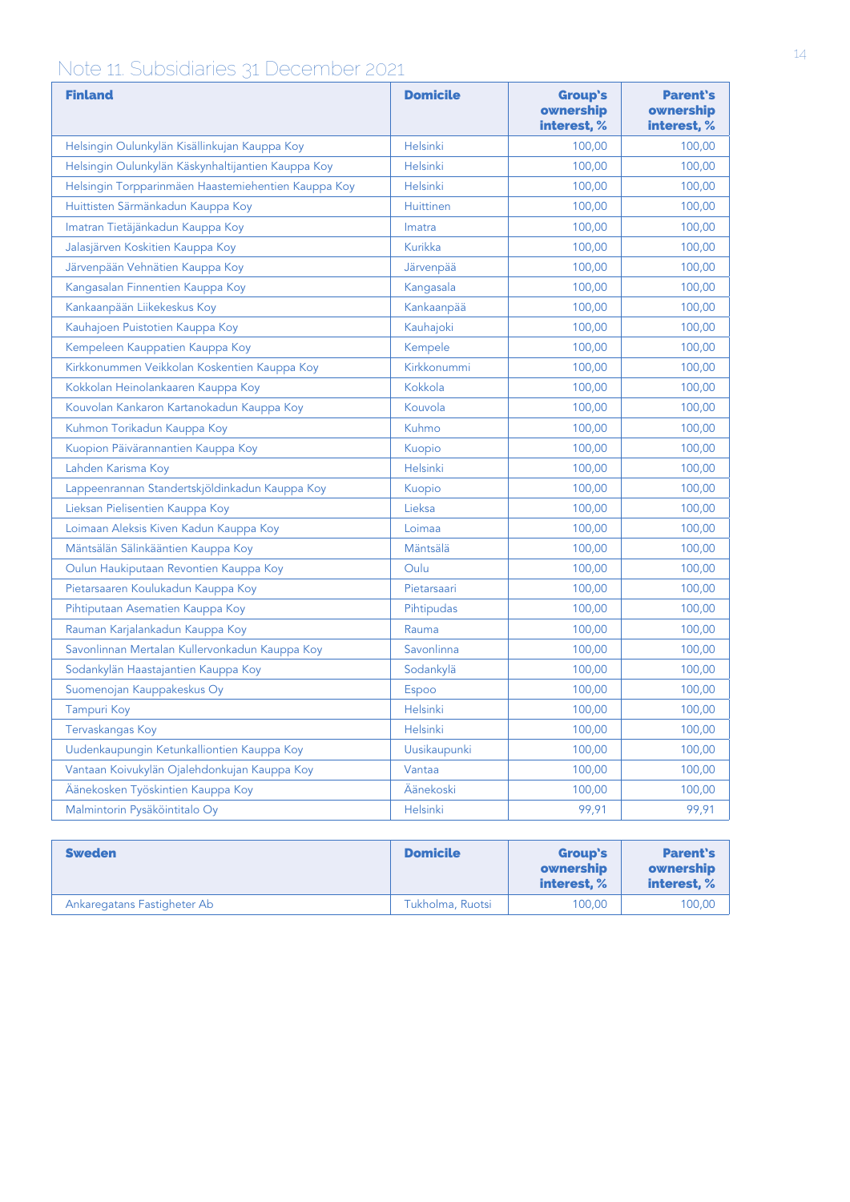# Note 11. Subsidiaries 31 December 2021

| Finland | Domicile | Group's ownership interest, % | Parent's ownership interest, % |
|---|---|---|---|
| Helsingin Oulunkylän Kisällinkujan Kauppa Koy | Helsinki | 100,00 | 100,00 |
| Helsingin Oulunkylän Käskynhaltijantien Kauppa Koy | Helsinki | 100,00 | 100,00 |
| Helsingin Torpparinmäen Haastemiehentien Kauppa Koy | Helsinki | 100,00 | 100,00 |
| Huittisten Särmänkadun Kauppa Koy | Huittinen | 100,00 | 100,00 |
| Imatran Tietäjänkadun Kauppa Koy | Imatra | 100,00 | 100,00 |
| Jalasjärven Koskitien Kauppa Koy | Kurikka | 100,00 | 100,00 |
| Järvenpään Vehnätien Kauppa Koy | Järvenpää | 100,00 | 100,00 |
| Kangasalan Finnentien Kauppa Koy | Kangasala | 100,00 | 100,00 |
| Kankaanpään Liikekeskus Koy | Kankaanpää | 100,00 | 100,00 |
| Kauhajoen Puistotien Kauppa Koy | Kauhajoki | 100,00 | 100,00 |
| Kempeleen Kauppatien Kauppa Koy | Kempele | 100,00 | 100,00 |
| Kirkkonummen Veikkolan Koskentien Kauppa Koy | Kirkkonummi | 100,00 | 100,00 |
| Kokkolan Heinolankaaren Kauppa Koy | Kokkola | 100,00 | 100,00 |
| Kouvolan Kankaron Kartanokadun Kauppa Koy | Kouvola | 100,00 | 100,00 |
| Kuhmon Torikadun Kauppa Koy | Kuhmo | 100,00 | 100,00 |
| Kuopion Päivärannantien Kauppa Koy | Kuopio | 100,00 | 100,00 |
| Lahden Karisma Koy | Helsinki | 100,00 | 100,00 |
| Lappeenrannan Standertskjöldinkadun Kauppa Koy | Kuopio | 100,00 | 100,00 |
| Lieksan Pielisentien Kauppa Koy | Lieksa | 100,00 | 100,00 |
| Loimaan Aleksis Kiven Kadun Kauppa Koy | Loimaa | 100,00 | 100,00 |
| Mäntsälän Sälinkääntien Kauppa Koy | Mäntsälä | 100,00 | 100,00 |
| Oulun Haukiputaan Revontien Kauppa Koy | Oulu | 100,00 | 100,00 |
| Pietarsaaren Koulukadun Kauppa Koy | Pietarsaari | 100,00 | 100,00 |
| Pihtiputaan Asematien Kauppa Koy | Pihtipudas | 100,00 | 100,00 |
| Rauman Karjalankadun Kauppa Koy | Rauma | 100,00 | 100,00 |
| Savonlinnan Mertalan Kullervonkadun Kauppa Koy | Savonlinna | 100,00 | 100,00 |
| Sodankylän Haastajantien Kauppa Koy | Sodankylä | 100,00 | 100,00 |
| Suomenojan Kauppakeskus Oy | Espoo | 100,00 | 100,00 |
| Tampuri Koy | Helsinki | 100,00 | 100,00 |
| Tervaskangas Koy | Helsinki | 100,00 | 100,00 |
| Uudenkaupungin Ketunkalliontien Kauppa Koy | Uusikaupunki | 100,00 | 100,00 |
| Vantaan Koivukylän Ojalehdonkujan Kauppa Koy | Vantaa | 100,00 | 100,00 |
| Äänekosken Työskintien Kauppa Koy | Äänekoski | 100,00 | 100,00 |
| Malmintorin Pysäköintitalo Oy | Helsinki | 99,91 | 99,91 |

| Sweden | Domicile | Group's ownership interest, % | Parent's ownership interest, % |
|---|---|---|---|
| Ankaregatans Fastigheter Ab | Tukholma, Ruotsi | 100,00 | 100,00 |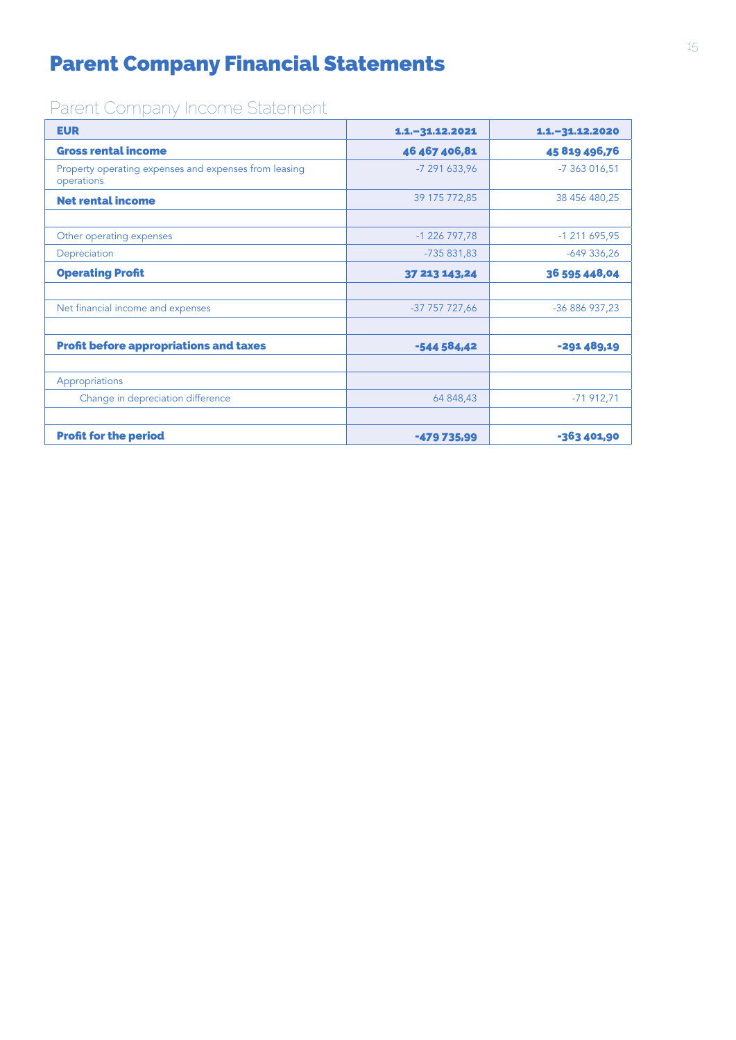# Parent Company Financial Statements

## Parent Company Income Statement

| EUR | 1.1.–31.12.2021 | 1.1.–31.12.2020 |
|---|---|---|
| **Gross rental income** | **46 467 406,81** | **45 819 496,76** |
| Property operating expenses and expenses from leasing operations | -7 291 633,96 | -7 363 016,51 |
| **Net rental income** | 39 175 772,85 | 38 456 480,25 |
| | | |
| Other operating expenses | -1 226 797,78 | -1 211 695,95 |
| Depreciation | -735 831,83 | -649 336,26 |
| **Operating Profit** | **37 213 143,24** | **36 595 448,04** |
| | | |
| Net financial income and expenses | -37 757 727,66 | -36 886 937,23 |
| | | |
| **Profit before appropriations and taxes** | **-544 584,42** | **-291 489,19** |
| | | |
| Appropriations | | |
| Change in depreciation difference | 64 848,43 | -71 912,71 |
| | | |
| **Profit for the period** | **-479 735,99** | **-363 401,90** |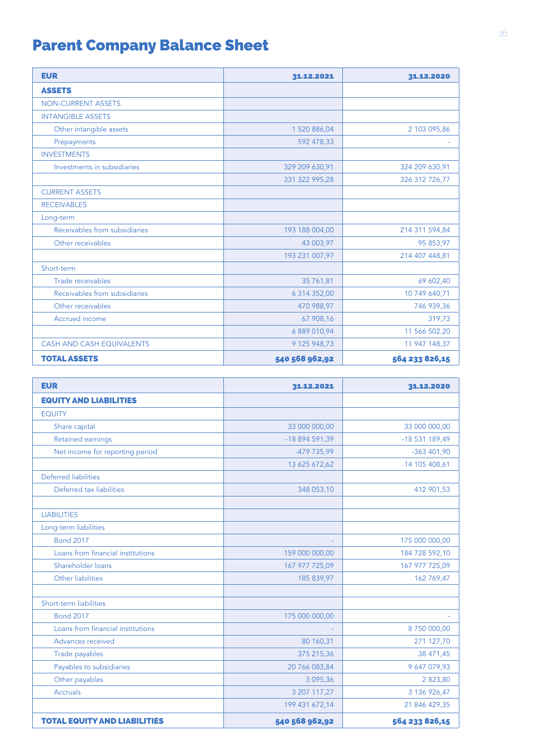# Parent Company Balance Sheet

| EUR | 31.12.2021 | 31.12.2020 |
|---|---|---|
| **ASSETS** | | |
| NON-CURRENT ASSETS | | |
| INTANGIBLE ASSETS | | |
| Other intangible assets | 1 520 886,04 | 2 103 095,86 |
| Prepayments | 592 478,33 | - |
| INVESTMENTS | | |
| Investments in subsidiaries | 329 209 630,91 | 324 209 630,91 |
| | 331 322 995,28 | 326 312 726,77 |
| CURRENT ASSETS | | |
| RECEIVABLES | | |
| Long-term | | |
| Receivables from subsidiaries | 193 188 004,00 | 214 311 594,84 |
| Other receivables | 43 003,97 | 95 853,97 |
| | 193 231 007,97 | 214 407 448,81 |
| Short-term | | |
| Trade receivables | 35 761,81 | 69 602,40 |
| Receivables from subsidiaries | 6 314 352,00 | 10 749 640,71 |
| Other receivables | 470 988,97 | 746 939,36 |
| Accrued income | 67 908,16 | 319,73 |
| | 6 889 010,94 | 11 566 502,20 |
| CASH AND CASH EQUIVALENTS | 9 125 948,73 | 11 947 148,37 |
| **TOTAL ASSETS** | **540 568 962,92** | **564 233 826,15** |

| EUR | 31.12.2021 | 31.12.2020 |
|---|---|---|
| **EQUITY AND LIABILITIES** | | |
| EQUITY | | |
| Share capital | 33 000 000,00 | 33 000 000,00 |
| Retained earnings | -18 894 591,39 | -18 531 189,49 |
| Net income for reporting period | -479 735,99 | -363 401,90 |
| | 13 625 672,62 | 14 105 408,61 |
| Deferred liabilities | | |
| Deferred tax liabilities | 348 053,10 | 412 901,53 |
| | | |
| LIABILITIES | | |
| Long-term liabilities | | |
| Bond 2017 | - | 175 000 000,00 |
| Loans from financial institutions | 159 000 000,00 | 184 728 592,10 |
| Shareholder loans | 167 977 725,09 | 167 977 725,09 |
| Other liabilities | 185 839,97 | 162 769,47 |
| | | |
| Short-term liabilities | | |
| Bond 2017 | 175 000 000,00 | - |
| Loans from financial institutions | - | 8 750 000,00 |
| Advances received | 80 160,31 | 271 127,70 |
| Trade payables | 375 215,36 | 38 471,45 |
| Payables to subsidiaries | 20 766 083,84 | 9 647 079,93 |
| Other payables | 3 095,36 | 2 823,80 |
| Accruals | 3 207 117,27 | 3 136 926,47 |
| | 199 431 672,14 | 21 846 429,35 |
| **TOTAL EQUITY AND LIABILITIES** | **540 568 962,92** | **564 233 826,15** |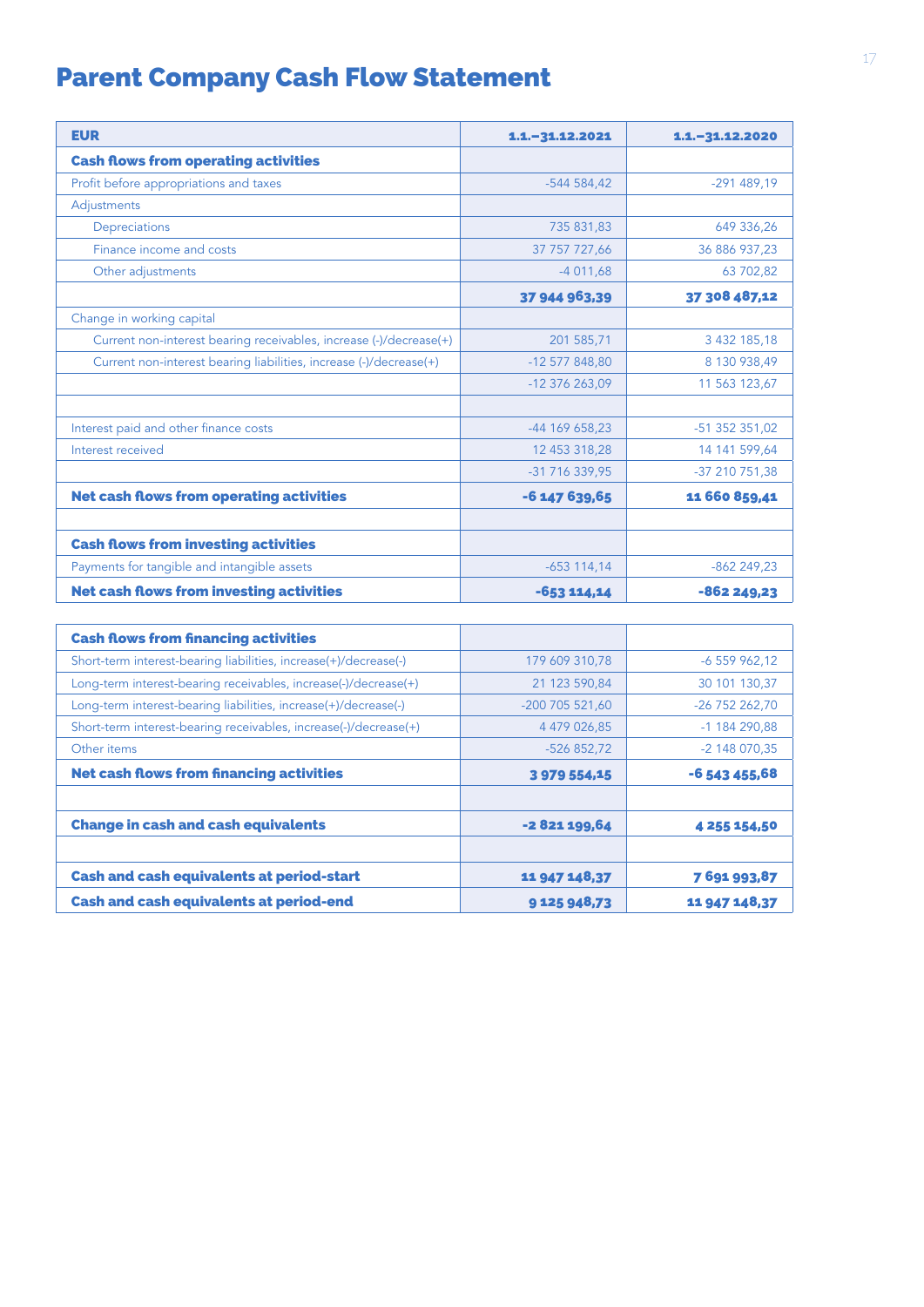# Parent Company Cash Flow Statement

| EUR | 1.1.–31.12.2021 | 1.1.–31.12.2020 |
|---|---|---|
| **Cash flows from operating activities** | | |
| Profit before appropriations and taxes | -544 584,42 | -291 489,19 |
| Adjustments | | |
| Depreciations | 735 831,83 | 649 336,26 |
| Finance income and costs | 37 757 727,66 | 36 886 937,23 |
| Other adjustments | -4 011,68 | 63 702,82 |
| | **37 944 963,39** | **37 308 487,12** |
| Change in working capital | | |
| Current non-interest bearing receivables, increase (-)/decrease(+) | 201 585,71 | 3 432 185,18 |
| Current non-interest bearing liabilities, increase (-)/decrease(+) | -12 577 848,80 | 8 130 938,49 |
| | -12 376 263,09 | 11 563 123,67 |
| | | |
| Interest paid and other finance costs | -44 169 658,23 | -51 352 351,02 |
| Interest received | 12 453 318,28 | 14 141 599,64 |
| | -31 716 339,95 | -37 210 751,38 |
| **Net cash flows from operating activities** | **-6 147 639,65** | **11 660 859,41** |
| | | |
| **Cash flows from investing activities** | | |
| Payments for tangible and intangible assets | -653 114,14 | -862 249,23 |
| **Net cash flows from investing activities** | **-653 114,14** | **-862 249,23** |

| **Cash flows from financing activities** | | |
|---|---|---|
| Short-term interest-bearing liabilities, increase(+)/decrease(-) | 179 609 310,78 | -6 559 962,12 |
| Long-term interest-bearing receivables, increase(-)/decrease(+) | 21 123 590,84 | 30 101 130,37 |
| Long-term interest-bearing liabilities, increase(+)/decrease(-) | -200 705 521,60 | -26 752 262,70 |
| Short-term interest-bearing receivables, increase(-)/decrease(+) | 4 479 026,85 | -1 184 290,88 |
| Other items | -526 852,72 | -2 148 070,35 |
| **Net cash flows from financing activities** | **3 979 554,15** | **-6 543 455,68** |
| | | |
| **Change in cash and cash equivalents** | **-2 821 199,64** | **4 255 154,50** |
| | | |
| **Cash and cash equivalents at period-start** | **11 947 148,37** | **7 691 993,87** |
| **Cash and cash equivalents at period-end** | **9 125 948,73** | **11 947 148,37** |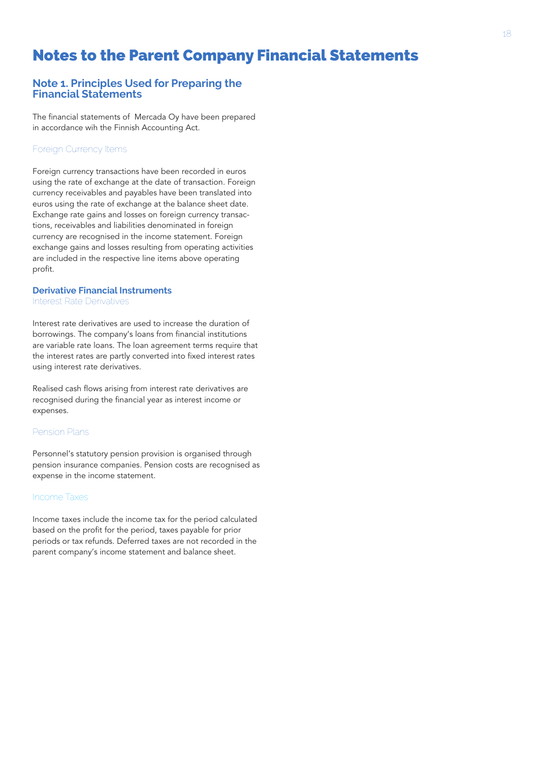# Notes to the Parent Company Financial Statements

## Note 1. Principles Used for Preparing the Financial Statements

The financial statements of  Mercada Oy have been prepared in accordance wih the Finnish Accounting Act.

### Foreign Currency Items

Foreign currency transactions have been recorded in euros using the rate of exchange at the date of transaction. Foreign currency receivables and payables have been translated into euros using the rate of exchange at the balance sheet date. Exchange rate gains and losses on foreign currency transactions, receivables and liabilities denominated in foreign currency are recognised in the income statement. Foreign exchange gains and losses resulting from operating activities are included in the respective line items above operating profit.

### Derivative Financial Instruments

#### Interest Rate Derivatives

Interest rate derivatives are used to increase the duration of borrowings. The company's loans from financial institutions are variable rate loans. The loan agreement terms require that the interest rates are partly converted into fixed interest rates using interest rate derivatives.

Realised cash flows arising from interest rate derivatives are recognised during the financial year as interest income or expenses.

### Pension Plans

Personnel's statutory pension provision is organised through pension insurance companies. Pension costs are recognised as expense in the income statement.

### Income Taxes

Income taxes include the income tax for the period calculated based on the profit for the period, taxes payable for prior periods or tax refunds. Deferred taxes are not recorded in the parent company's income statement and balance sheet.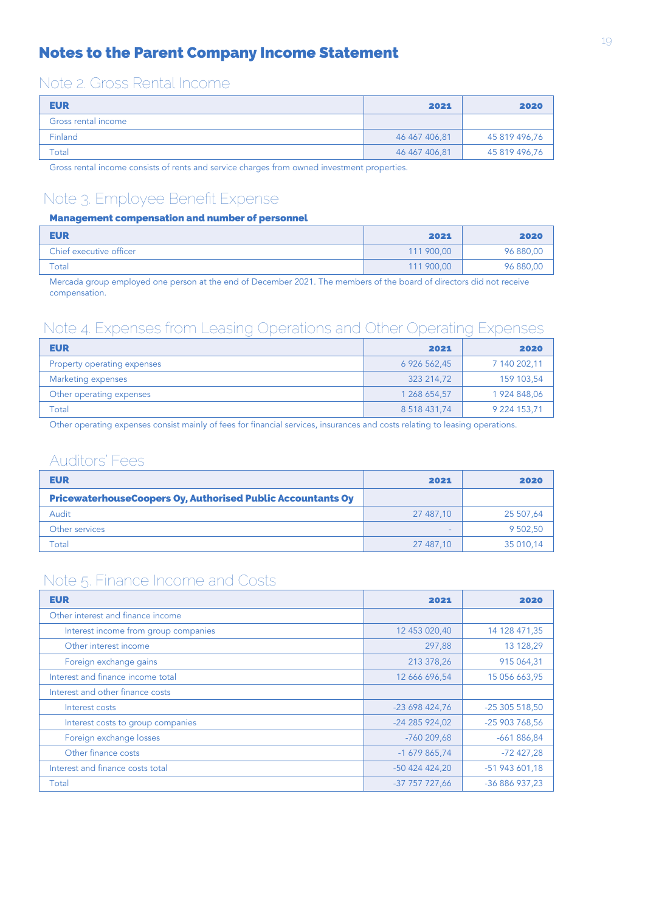# Notes to the Parent Company Income Statement

## Note 2. Gross Rental Income

| EUR | 2021 | 2020 |
| --- | --- | --- |
| Gross rental income | | |
| Finland | 46 467 406,81 | 45 819 496,76 |
| Total | 46 467 406,81 | 45 819 496,76 |

Gross rental income consists of rents and service charges from owned investment properties.

## Note 3. Employee Benefit Expense

**Management compensation and number of personnel**

| EUR | 2021 | 2020 |
| --- | --- | --- |
| Chief executive officer | 111 900,00 | 96 880,00 |
| Total | 111 900,00 | 96 880,00 |

Mercada group employed one person at the end of December 2021. The members of the board of directors did not receive compensation.

## Note 4. Expenses from Leasing Operations and Other Operating Expenses

| EUR | 2021 | 2020 |
| --- | --- | --- |
| Property operating expenses | 6 926 562,45 | 7 140 202,11 |
| Marketing expenses | 323 214,72 | 159 103,54 |
| Other operating expenses | 1 268 654,57 | 1 924 848,06 |
| Total | 8 518 431,74 | 9 224 153,71 |

Other operating expenses consist mainly of fees for financial services, insurances and costs relating to leasing operations.

## Auditors' Fees

| EUR | 2021 | 2020 |
| --- | --- | --- |
| **PricewaterhouseCoopers Oy, Authorised Public Accountants Oy** | | |
| Audit | 27 487,10 | 25 507,64 |
| Other services | - | 9 502,50 |
| Total | 27 487,10 | 35 010,14 |

## Note 5. Finance Income and Costs

| EUR | 2021 | 2020 |
| --- | --- | --- |
| Other interest and finance income | | |
| Interest income from group companies | 12 453 020,40 | 14 128 471,35 |
| Other interest income | 297,88 | 13 128,29 |
| Foreign exchange gains | 213 378,26 | 915 064,31 |
| Interest and finance income total | 12 666 696,54 | 15 056 663,95 |
| Interest and other finance costs | | |
| Interest costs | -23 698 424,76 | -25 305 518,50 |
| Interest costs to group companies | -24 285 924,02 | -25 903 768,56 |
| Foreign exchange losses | -760 209,68 | -661 886,84 |
| Other finance costs | -1 679 865,74 | -72 427,28 |
| Interest and finance costs total | -50 424 424,20 | -51 943 601,18 |
| Total | -37 757 727,66 | -36 886 937,23 |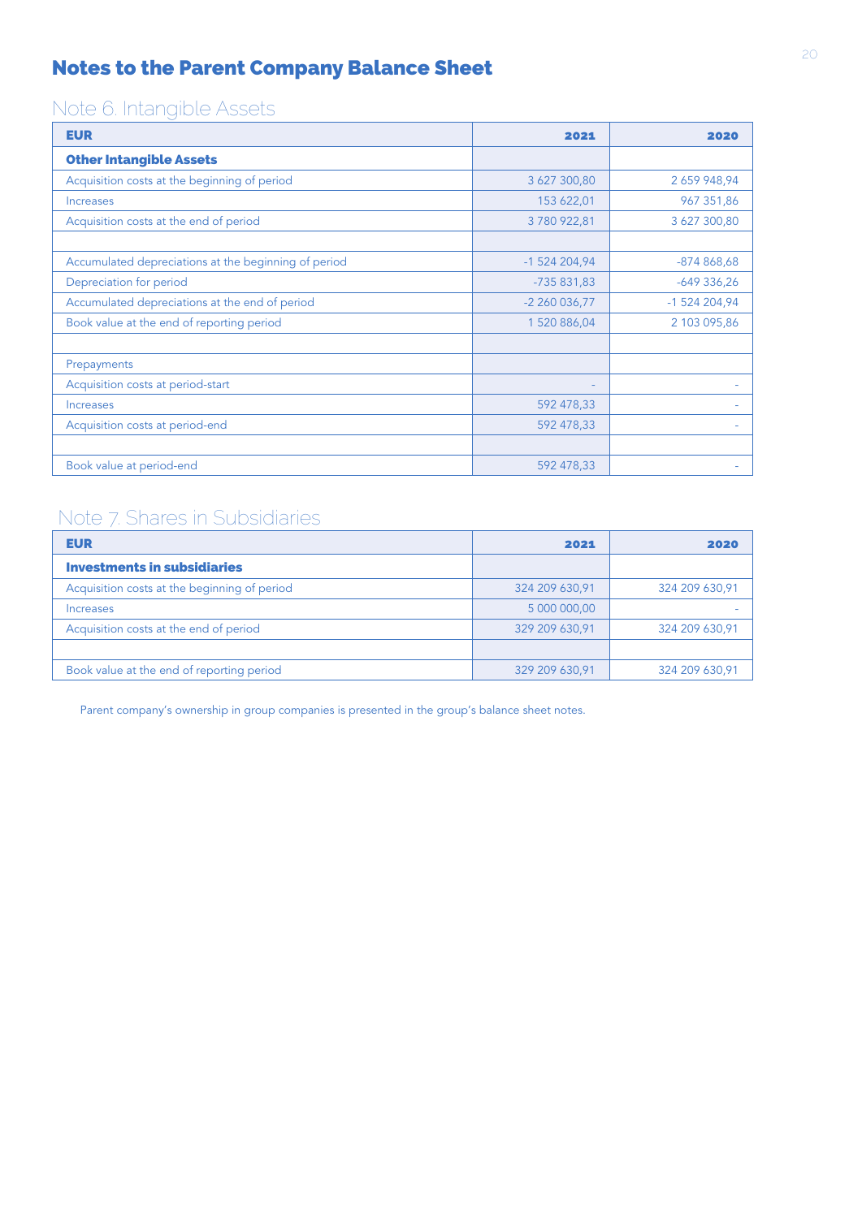# Notes to the Parent Company Balance Sheet

## Note 6. Intangible Assets

| EUR | 2021 | 2020 |
|---|---|---|
| **Other Intangible Assets** | | |
| Acquisition costs at the beginning of period | 3 627 300,80 | 2 659 948,94 |
| Increases | 153 622,01 | 967 351,86 |
| Acquisition costs at the end of period | 3 780 922,81 | 3 627 300,80 |
| | | |
| Accumulated depreciations at the beginning of period | -1 524 204,94 | -874 868,68 |
| Depreciation for period | -735 831,83 | -649 336,26 |
| Accumulated depreciations at the end of period | -2 260 036,77 | -1 524 204,94 |
| Book value at the end of reporting period | 1 520 886,04 | 2 103 095,86 |
| | | |
| Prepayments | | |
| Acquisition costs at period-start | - | - |
| Increases | 592 478,33 | - |
| Acquisition costs at period-end | 592 478,33 | - |
| | | |
| Book value at period-end | 592 478,33 | - |

## Note 7. Shares in Subsidiaries

| EUR | 2021 | 2020 |
|---|---|---|
| **Investments in subsidiaries** | | |
| Acquisition costs at the beginning of period | 324 209 630,91 | 324 209 630,91 |
| Increases | 5 000 000,00 | - |
| Acquisition costs at the end of period | 329 209 630,91 | 324 209 630,91 |
| | | |
| Book value at the end of reporting period | 329 209 630,91 | 324 209 630,91 |

Parent company's ownership in group companies is presented in the group's balance sheet notes.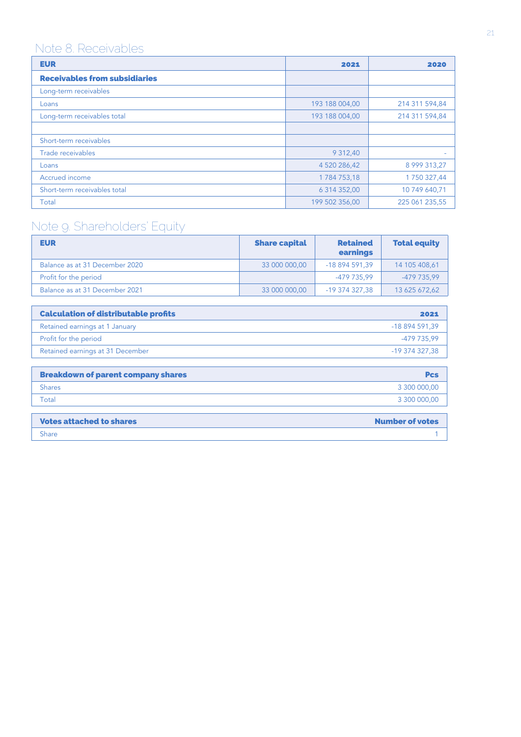## Note 8. Receivables

| EUR | 2021 | 2020 |
|---|---:|---:|
| **Receivables from subsidiaries** | | |
| Long-term receivables | | |
| Loans | 193 188 004,00 | 214 311 594,84 |
| Long-term receivables total | 193 188 004,00 | 214 311 594,84 |
| | | |
| Short-term receivables | | |
| Trade receivables | 9 312,40 | - |
| Loans | 4 520 286,42 | 8 999 313,27 |
| Accrued income | 1 784 753,18 | 1 750 327,44 |
| Short-term receivables total | 6 314 352,00 | 10 749 640,71 |
| Total | 199 502 356,00 | 225 061 235,55 |

## Note 9. Shareholders' Equity

| EUR | Share capital | Retained earnings | Total equity |
|---|---:|---:|---:|
| Balance as at 31 December 2020 | 33 000 000,00 | -18 894 591,39 | 14 105 408,61 |
| Profit for the period | | -479 735,99 | -479 735,99 |
| Balance as at 31 December 2021 | 33 000 000,00 | -19 374 327,38 | 13 625 672,62 |

| Calculation of distributable profits | 2021 |
|---|---:|
| Retained earnings at 1 January | -18 894 591,39 |
| Profit for the period | -479 735,99 |
| Retained earnings at 31 December | -19 374 327,38 |

| Breakdown of parent company shares | Pcs |
|---|---:|
| Shares | 3 300 000,00 |
| Total | 3 300 000,00 |

| Votes attached to shares | Number of votes |
|---|---:|
| Share | 1 |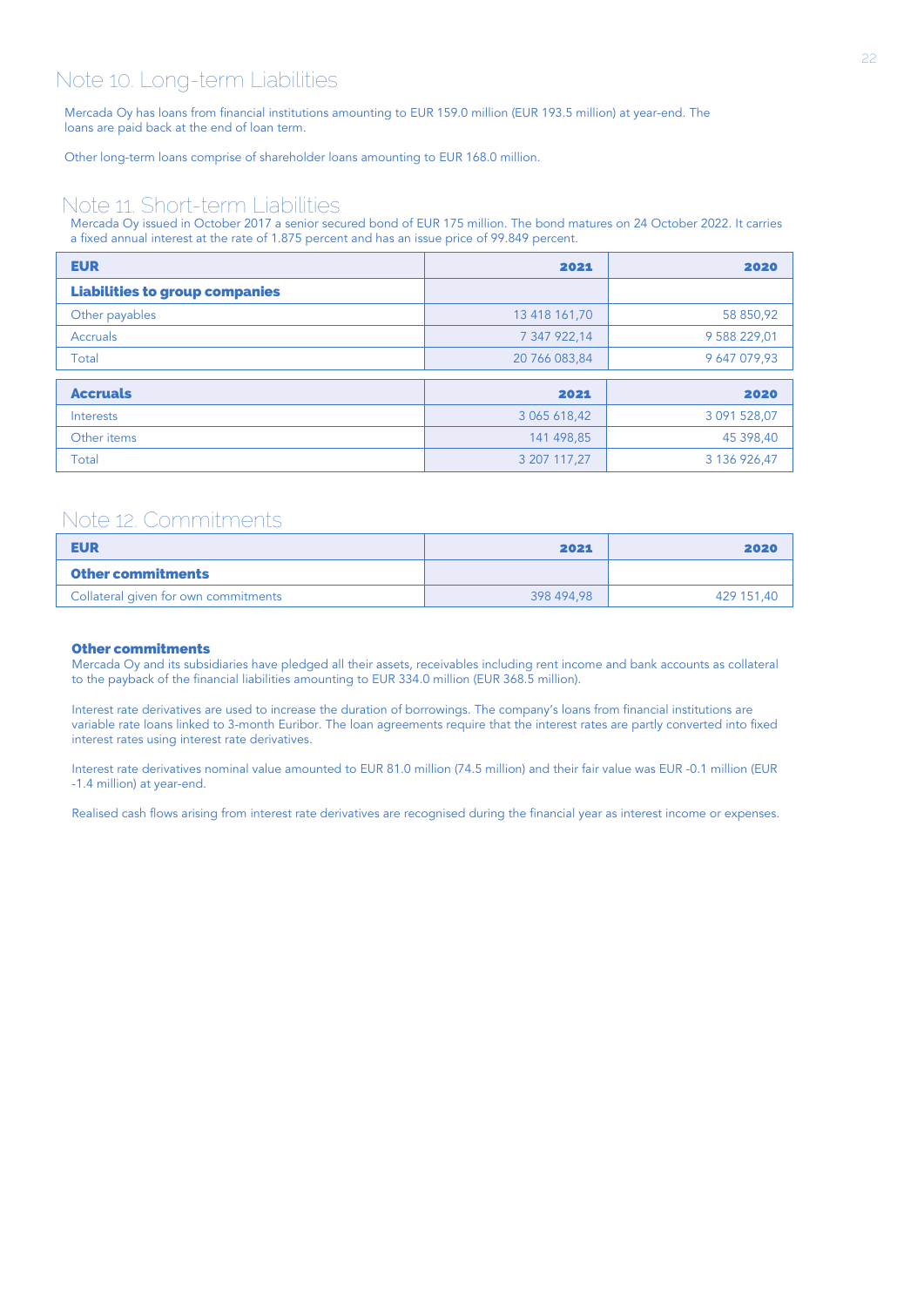## Note 10. Long-term Liabilities

Mercada Oy has loans from financial institutions amounting to EUR 159.0 million (EUR 193.5 million) at year-end. The loans are paid back at the end of loan term.

Other long-term loans comprise of shareholder loans amounting to EUR 168.0 million.

## Note 11. Short-term Liabilities

Mercada Oy issued in October 2017 a senior secured bond of EUR 175 million. The bond matures on 24 October 2022. It carries a fixed annual interest at the rate of 1.875 percent and has an issue price of 99.849 percent.

| EUR | 2021 | 2020 |
|---|---|---|
| **Liabilities to group companies** | | |
| Other payables | 13 418 161,70 | 58 850,92 |
| Accruals | 7 347 922,14 | 9 588 229,01 |
| Total | 20 766 083,84 | 9 647 079,93 |

| Accruals | 2021 | 2020 |
|---|---|---|
| Interests | 3 065 618,42 | 3 091 528,07 |
| Other items | 141 498,85 | 45 398,40 |
| Total | 3 207 117,27 | 3 136 926,47 |

## Note 12. Commitments

| EUR | 2021 | 2020 |
|---|---|---|
| **Other commitments** | | |
| Collateral given for own commitments | 398 494,98 | 429 151,40 |

### Other commitments

Mercada Oy and its subsidiaries have pledged all their assets, receivables including rent income and bank accounts as collateral to the payback of the financial liabilities amounting to EUR 334.0 million (EUR 368.5 million).

Interest rate derivatives are used to increase the duration of borrowings. The company's loans from financial institutions are variable rate loans linked to 3-month Euribor. The loan agreements require that the interest rates are partly converted into fixed interest rates using interest rate derivatives.

Interest rate derivatives nominal value amounted to EUR 81.0 million (74.5 million) and their fair value was EUR -0.1 million (EUR -1.4 million) at year-end.

Realised cash flows arising from interest rate derivatives are recognised during the financial year as interest income or expenses.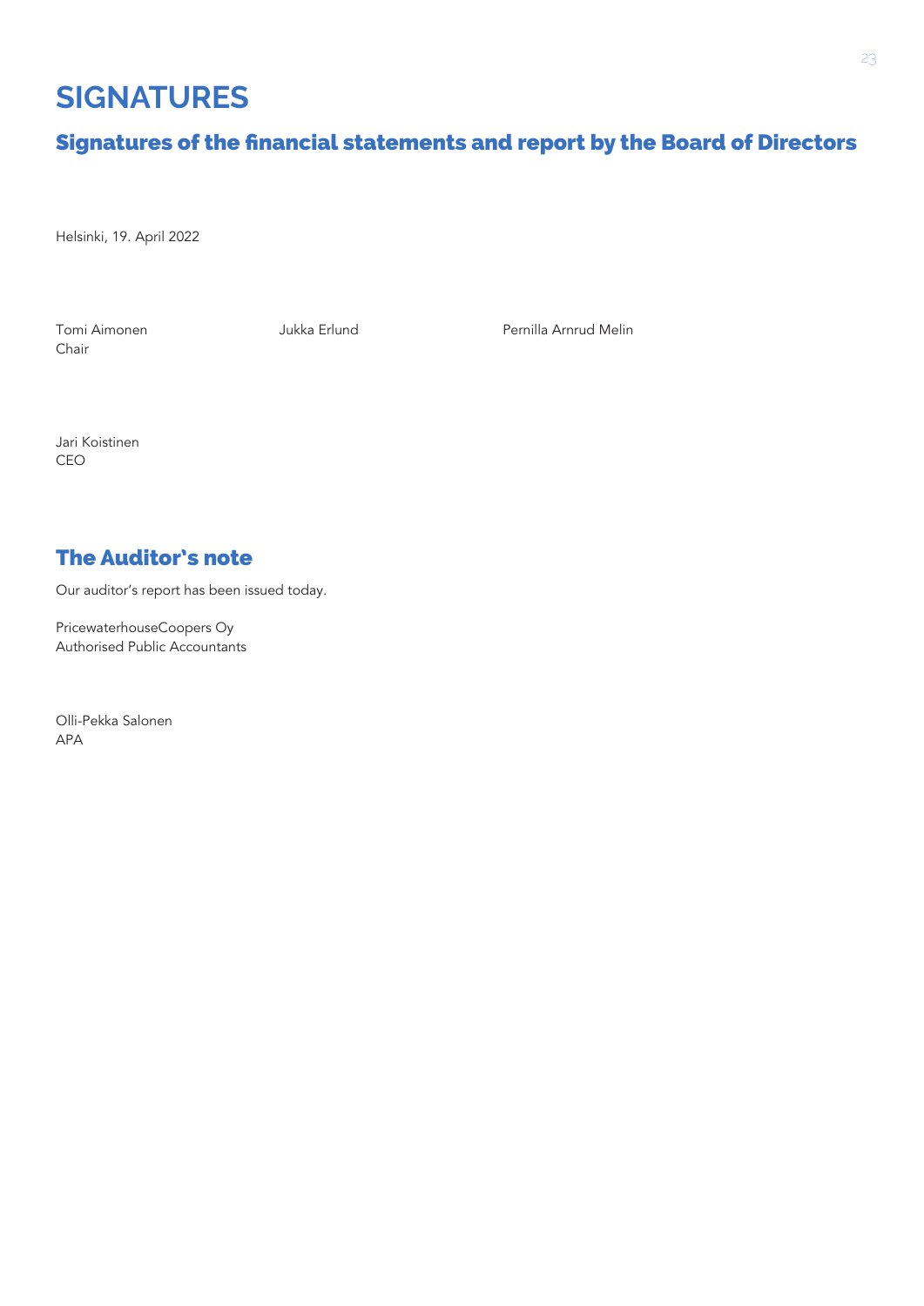# SIGNATURES

## Signatures of the financial statements and report by the Board of Directors

Helsinki, 19. April 2022

Tomi Aimonen
Chair

Jukka Erlund

Pernilla Arnrud Melin

Jari Koistinen
CEO

## The Auditor's note

Our auditor's report has been issued today.

PricewaterhouseCoopers Oy
Authorised Public Accountants

Olli-Pekka Salonen
APA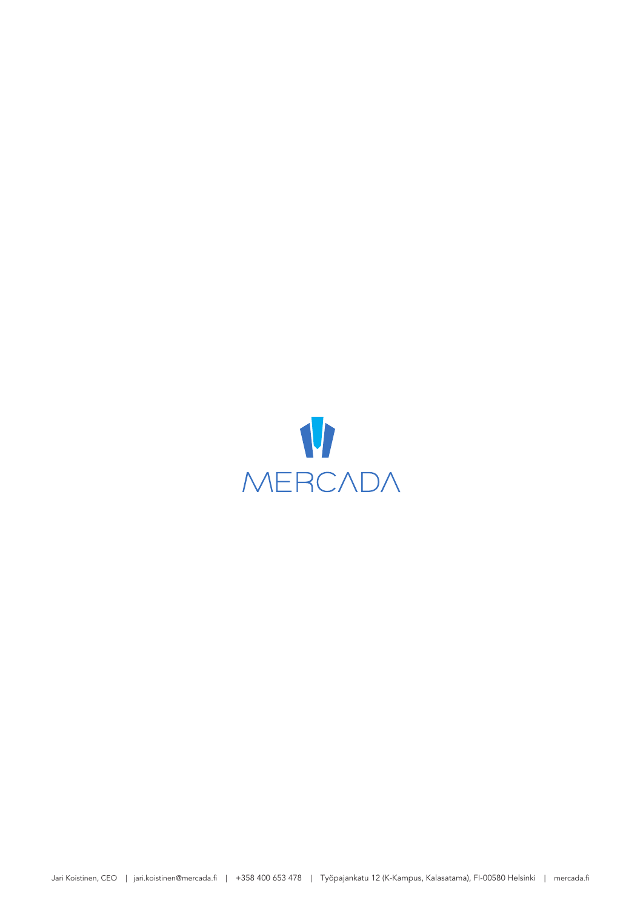MERCADA

Jari Koistinen, CEO | jari.koistinen@mercada.fi | +358 400 653 478 | Työpajankatu 12 (K-Kampus, Kalasatama), FI-00580 Helsinki | mercada.fi